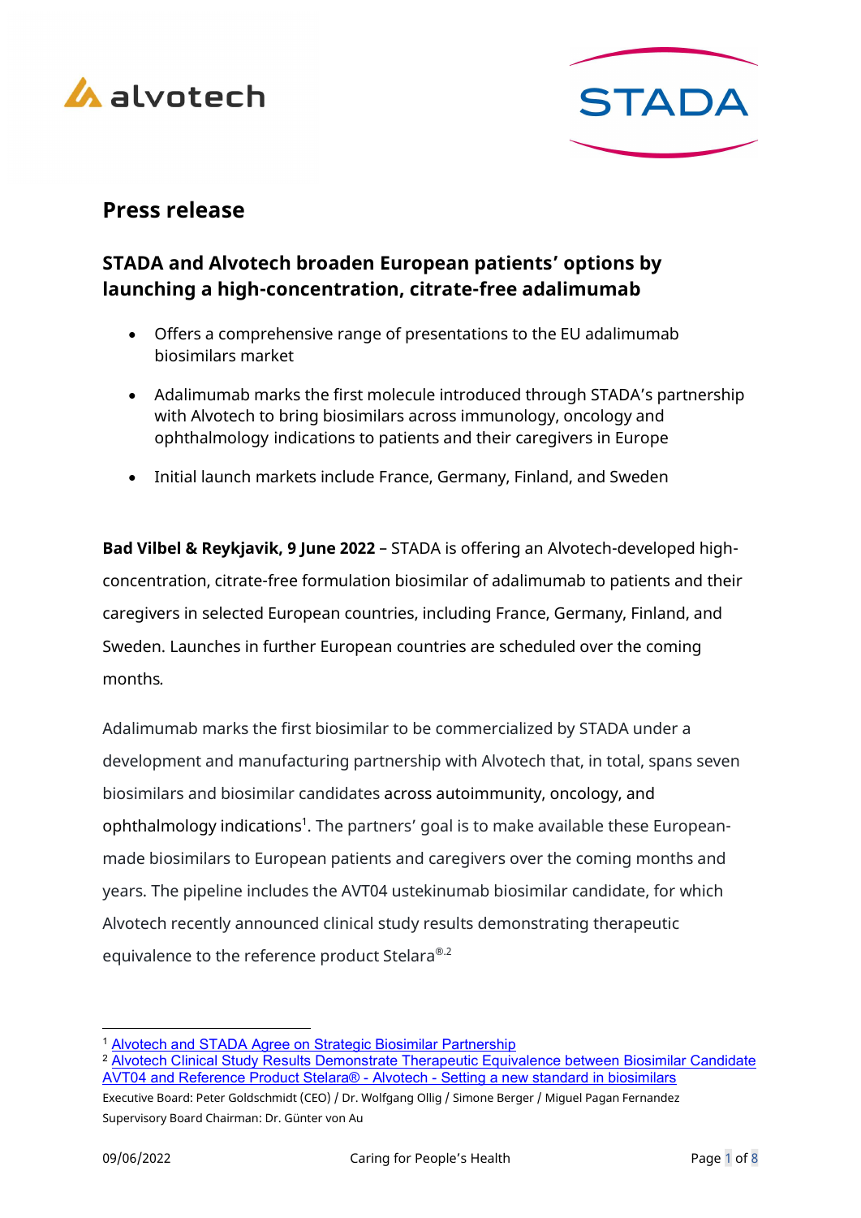# Press release

## STADA and Alvotech broaden European patients' options by launching a high-concentration, citrate-free adalimumab

- Offers a comprehensive range of presentations to the EU adalimumab biosimilars market
- Adalimumab marks the first molecule introduced through STADA's partnership with Alvotech to bring biosimilars across immunology, oncology and ophthalmology indications to patients and their caregivers in Europe
- Initial launch markets include France, Germany, Finland, and Sweden

**Bad Vilbel & Reykjavik, 9 June 2022** – STADA is offering an Alvotech-developed high-concentration, citrate-free formulation biosimilar of adalimumab to patients and their caregivers in selected European countries, including France, Germany, Finland, and Sweden. Launches in further European countries are scheduled over the coming months.

Adalimumab marks the first biosimilar to be commercialized by STADA under a development and manufacturing partnership with Alvotech that, in total, spans seven biosimilars and biosimilar candidates across autoimmunity, oncology, and ophthalmology indications[1]. The partners' goal is to make available these European-made biosimilars to European patients and caregivers over the coming months and years. The pipeline includes the AVT04 ustekinumab biosimilar candidate, for which Alvotech recently announced clinical study results demonstrating therapeutic equivalence to the reference product Stelara®.[2]

---

[1] Alvotech and STADA Agree on Strategic Biosimilar Partnership

[2] Alvotech Clinical Study Results Demonstrate Therapeutic Equivalence between Biosimilar Candidate AVT04 and Reference Product Stelara® - Alvotech - Setting a new standard in biosimilars

Executive Board: Peter Goldschmidt (CEO) / Dr. Wolfgang Ollig / Simone Berger / Miguel Pagan Fernandez
Supervisory Board Chairman: Dr. Günter von Au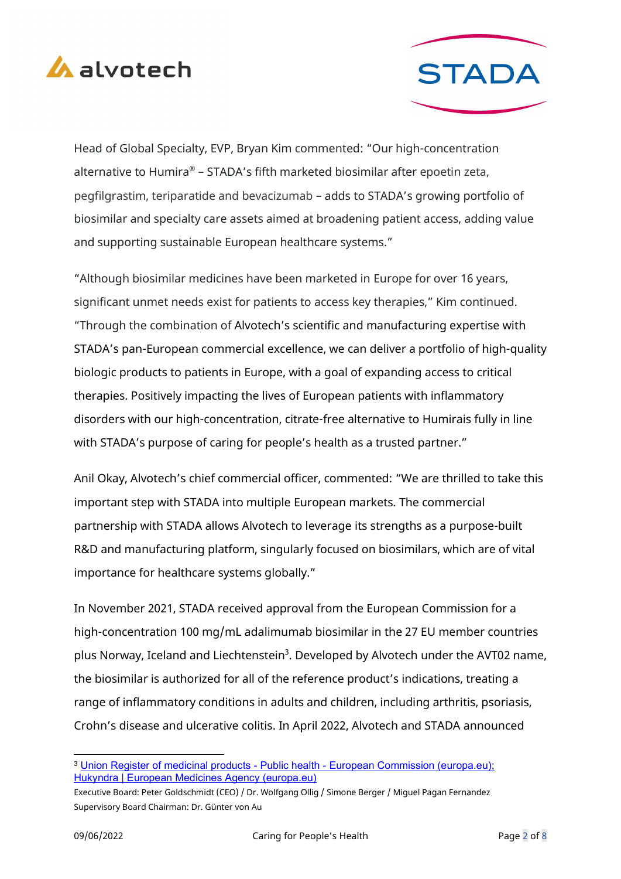Head of Global Specialty, EVP, Bryan Kim commented: "Our high-concentration alternative to Humira® – STADA's fifth marketed biosimilar after epoetin zeta, pegfilgrastim, teriparatide and bevacizumab – adds to STADA's growing portfolio of biosimilar and specialty care assets aimed at broadening patient access, adding value and supporting sustainable European healthcare systems."

"Although biosimilar medicines have been marketed in Europe for over 16 years, significant unmet needs exist for patients to access key therapies," Kim continued. "Through the combination of Alvotech's scientific and manufacturing expertise with STADA's pan-European commercial excellence, we can deliver a portfolio of high-quality biologic products to patients in Europe, with a goal of expanding access to critical therapies. Positively impacting the lives of European patients with inflammatory disorders with our high-concentration, citrate-free alternative to Humirais fully in line with STADA's purpose of caring for people's health as a trusted partner."

Anil Okay, Alvotech's chief commercial officer, commented: "We are thrilled to take this important step with STADA into multiple European markets. The commercial partnership with STADA allows Alvotech to leverage its strengths as a purpose-built R&D and manufacturing platform, singularly focused on biosimilars, which are of vital importance for healthcare systems globally."

In November 2021, STADA received approval from the European Commission for a high-concentration 100 mg/mL adalimumab biosimilar in the 27 EU member countries plus Norway, Iceland and Liechtenstein[3]. Developed by Alvotech under the AVT02 name, the biosimilar is authorized for all of the reference product's indications, treating a range of inflammatory conditions in adults and children, including arthritis, psoriasis, Crohn's disease and ulcerative colitis. In April 2022, Alvotech and STADA announced

---

[3] Union Register of medicinal products - Public health - European Commission (europa.eu); Hukyndra | European Medicines Agency (europa.eu)

Executive Board: Peter Goldschmidt (CEO) / Dr. Wolfgang Ollig / Simone Berger / Miguel Pagan Fernandez
Supervisory Board Chairman: Dr. Günter von Au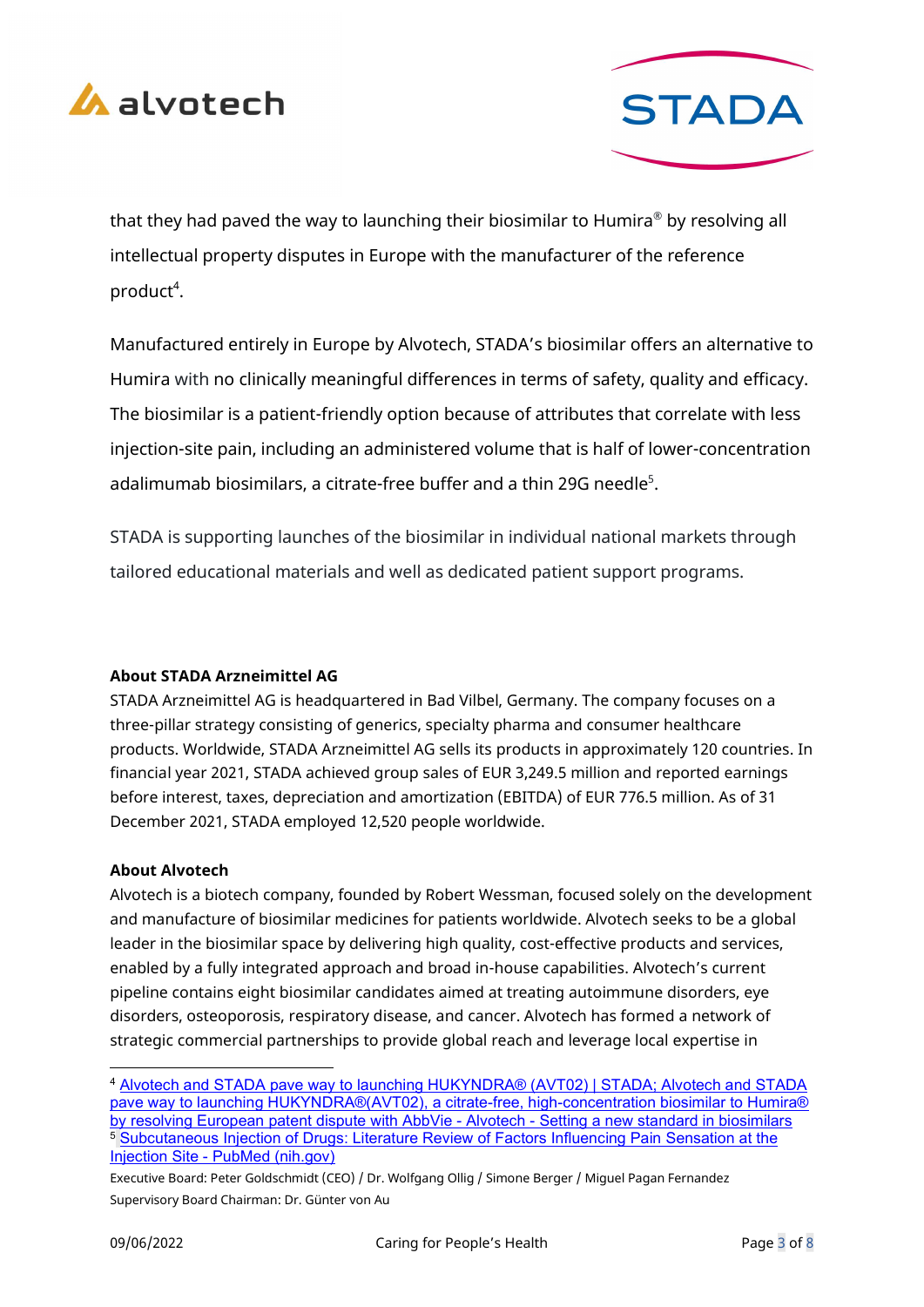that they had paved the way to launching their biosimilar to Humira® by resolving all intellectual property disputes in Europe with the manufacturer of the reference product[4].

Manufactured entirely in Europe by Alvotech, STADA's biosimilar offers an alternative to Humira with no clinically meaningful differences in terms of safety, quality and efficacy. The biosimilar is a patient-friendly option because of attributes that correlate with less injection-site pain, including an administered volume that is half of lower-concentration adalimumab biosimilars, a citrate-free buffer and a thin 29G needle[5].

STADA is supporting launches of the biosimilar in individual national markets through tailored educational materials and well as dedicated patient support programs.

**About STADA Arzneimittel AG**

STADA Arzneimittel AG is headquartered in Bad Vilbel, Germany. The company focuses on a three-pillar strategy consisting of generics, specialty pharma and consumer healthcare products. Worldwide, STADA Arzneimittel AG sells its products in approximately 120 countries. In financial year 2021, STADA achieved group sales of EUR 3,249.5 million and reported earnings before interest, taxes, depreciation and amortization (EBITDA) of EUR 776.5 million. As of 31 December 2021, STADA employed 12,520 people worldwide.

**About Alvotech**

Alvotech is a biotech company, founded by Robert Wessman, focused solely on the development and manufacture of biosimilar medicines for patients worldwide. Alvotech seeks to be a global leader in the biosimilar space by delivering high quality, cost-effective products and services, enabled by a fully integrated approach and broad in-house capabilities. Alvotech's current pipeline contains eight biosimilar candidates aimed at treating autoimmune disorders, eye disorders, osteoporosis, respiratory disease, and cancer. Alvotech has formed a network of strategic commercial partnerships to provide global reach and leverage local expertise in

---

[4] Alvotech and STADA pave way to launching HUKYNDRA® (AVT02) | STADA; Alvotech and STADA pave way to launching HUKYNDRA®(AVT02), a citrate-free, high-concentration biosimilar to Humira® by resolving European patent dispute with AbbVie - Alvotech - Setting a new standard in biosimilars

[5] Subcutaneous Injection of Drugs: Literature Review of Factors Influencing Pain Sensation at the Injection Site - PubMed (nih.gov)

Executive Board: Peter Goldschmidt (CEO) / Dr. Wolfgang Ollig / Simone Berger / Miguel Pagan Fernandez
Supervisory Board Chairman: Dr. Günter von Au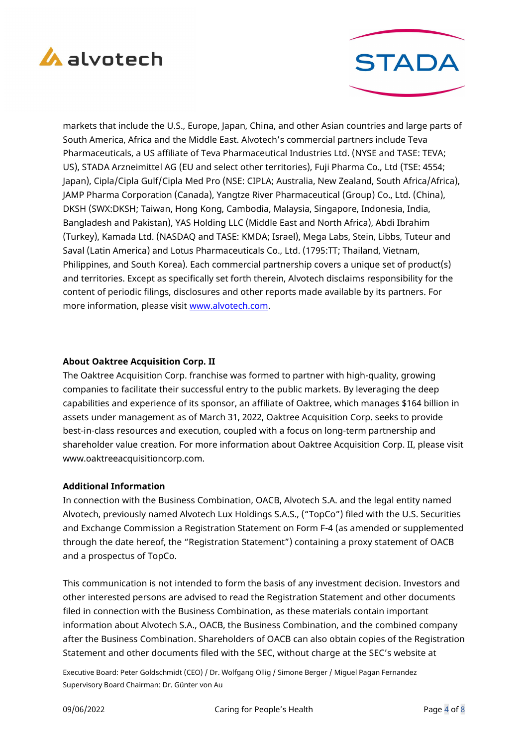markets that include the U.S., Europe, Japan, China, and other Asian countries and large parts of South America, Africa and the Middle East. Alvotech's commercial partners include Teva Pharmaceuticals, a US affiliate of Teva Pharmaceutical Industries Ltd. (NYSE and TASE: TEVA; US), STADA Arzneimittel AG (EU and select other territories), Fuji Pharma Co., Ltd (TSE: 4554; Japan), Cipla/Cipla Gulf/Cipla Med Pro (NSE: CIPLA; Australia, New Zealand, South Africa/Africa), JAMP Pharma Corporation (Canada), Yangtze River Pharmaceutical (Group) Co., Ltd. (China), DKSH (SWX:DKSH; Taiwan, Hong Kong, Cambodia, Malaysia, Singapore, Indonesia, India, Bangladesh and Pakistan), YAS Holding LLC (Middle East and North Africa), Abdi Ibrahim (Turkey), Kamada Ltd. (NASDAQ and TASE: KMDA; Israel), Mega Labs, Stein, Libbs, Tuteur and Saval (Latin America) and Lotus Pharmaceuticals Co., Ltd. (1795:TT; Thailand, Vietnam, Philippines, and South Korea). Each commercial partnership covers a unique set of product(s) and territories. Except as specifically set forth therein, Alvotech disclaims responsibility for the content of periodic filings, disclosures and other reports made available by its partners. For more information, please visit [www.alvotech.com](http://www.alvotech.com).

**About Oaktree Acquisition Corp. II**

The Oaktree Acquisition Corp. franchise was formed to partner with high-quality, growing companies to facilitate their successful entry to the public markets. By leveraging the deep capabilities and experience of its sponsor, an affiliate of Oaktree, which manages $164 billion in assets under management as of March 31, 2022, Oaktree Acquisition Corp. seeks to provide best-in-class resources and execution, coupled with a focus on long-term partnership and shareholder value creation. For more information about Oaktree Acquisition Corp. II, please visit www.oaktreeacquisitioncorp.com.

**Additional Information**

In connection with the Business Combination, OACB, Alvotech S.A. and the legal entity named Alvotech, previously named Alvotech Lux Holdings S.A.S., ("TopCo") filed with the U.S. Securities and Exchange Commission a Registration Statement on Form F-4 (as amended or supplemented through the date hereof, the "Registration Statement") containing a proxy statement of OACB and a prospectus of TopCo.

This communication is not intended to form the basis of any investment decision. Investors and other interested persons are advised to read the Registration Statement and other documents filed in connection with the Business Combination, as these materials contain important information about Alvotech S.A., OACB, the Business Combination, and the combined company after the Business Combination. Shareholders of OACB can also obtain copies of the Registration Statement and other documents filed with the SEC, without charge at the SEC's website at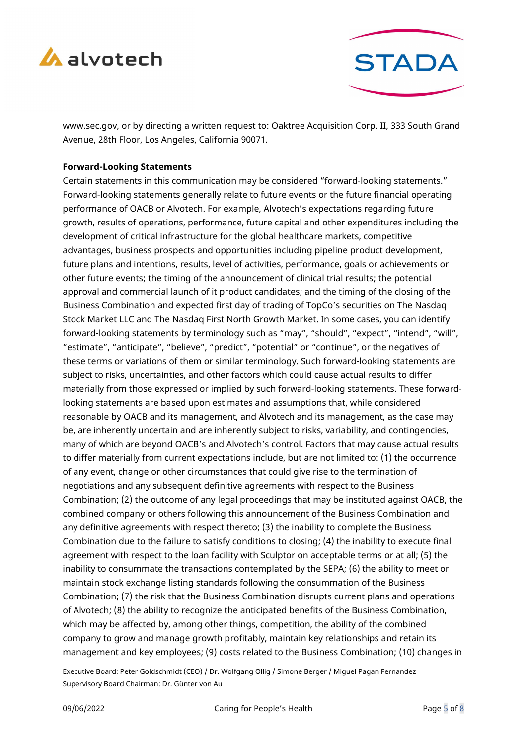www.sec.gov, or by directing a written request to: Oaktree Acquisition Corp. II, 333 South Grand Avenue, 28th Floor, Los Angeles, California 90071.

**Forward-Looking Statements**

Certain statements in this communication may be considered "forward-looking statements." Forward-looking statements generally relate to future events or the future financial operating performance of OACB or Alvotech. For example, Alvotech's expectations regarding future growth, results of operations, performance, future capital and other expenditures including the development of critical infrastructure for the global healthcare markets, competitive advantages, business prospects and opportunities including pipeline product development, future plans and intentions, results, level of activities, performance, goals or achievements or other future events; the timing of the announcement of clinical trial results; the potential approval and commercial launch of it product candidates; and the timing of the closing of the Business Combination and expected first day of trading of TopCo's securities on The Nasdaq Stock Market LLC and The Nasdaq First North Growth Market. In some cases, you can identify forward-looking statements by terminology such as "may", "should", "expect", "intend", "will", "estimate", "anticipate", "believe", "predict", "potential" or "continue", or the negatives of these terms or variations of them or similar terminology. Such forward-looking statements are subject to risks, uncertainties, and other factors which could cause actual results to differ materially from those expressed or implied by such forward-looking statements. These forward-looking statements are based upon estimates and assumptions that, while considered reasonable by OACB and its management, and Alvotech and its management, as the case may be, are inherently uncertain and are inherently subject to risks, variability, and contingencies, many of which are beyond OACB's and Alvotech's control. Factors that may cause actual results to differ materially from current expectations include, but are not limited to: (1) the occurrence of any event, change or other circumstances that could give rise to the termination of negotiations and any subsequent definitive agreements with respect to the Business Combination; (2) the outcome of any legal proceedings that may be instituted against OACB, the combined company or others following this announcement of the Business Combination and any definitive agreements with respect thereto; (3) the inability to complete the Business Combination due to the failure to satisfy conditions to closing; (4) the inability to execute final agreement with respect to the loan facility with Sculptor on acceptable terms or at all; (5) the inability to consummate the transactions contemplated by the SEPA; (6) the ability to meet or maintain stock exchange listing standards following the consummation of the Business Combination; (7) the risk that the Business Combination disrupts current plans and operations of Alvotech; (8) the ability to recognize the anticipated benefits of the Business Combination, which may be affected by, among other things, competition, the ability of the combined company to grow and manage growth profitably, maintain key relationships and retain its management and key employees; (9) costs related to the Business Combination; (10) changes in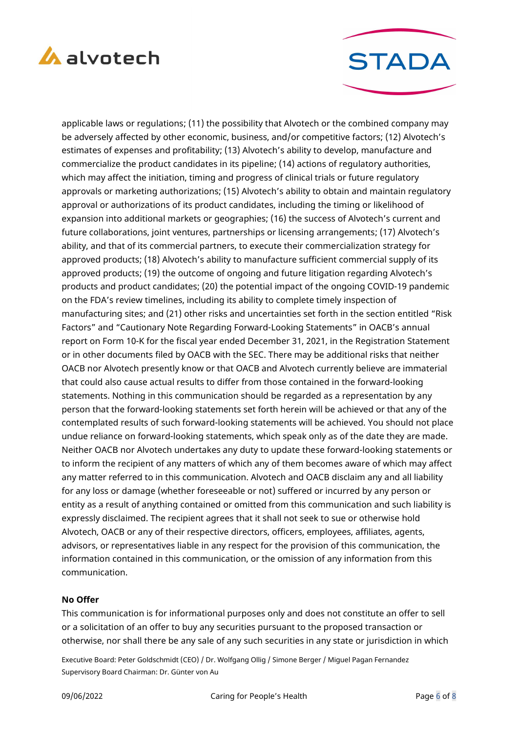applicable laws or regulations; (11) the possibility that Alvotech or the combined company may be adversely affected by other economic, business, and/or competitive factors; (12) Alvotech's estimates of expenses and profitability; (13) Alvotech's ability to develop, manufacture and commercialize the product candidates in its pipeline; (14) actions of regulatory authorities, which may affect the initiation, timing and progress of clinical trials or future regulatory approvals or marketing authorizations; (15) Alvotech's ability to obtain and maintain regulatory approval or authorizations of its product candidates, including the timing or likelihood of expansion into additional markets or geographies; (16) the success of Alvotech's current and future collaborations, joint ventures, partnerships or licensing arrangements; (17) Alvotech's ability, and that of its commercial partners, to execute their commercialization strategy for approved products; (18) Alvotech's ability to manufacture sufficient commercial supply of its approved products; (19) the outcome of ongoing and future litigation regarding Alvotech's products and product candidates; (20) the potential impact of the ongoing COVID-19 pandemic on the FDA's review timelines, including its ability to complete timely inspection of manufacturing sites; and (21) other risks and uncertainties set forth in the section entitled "Risk Factors" and "Cautionary Note Regarding Forward-Looking Statements" in OACB's annual report on Form 10-K for the fiscal year ended December 31, 2021, in the Registration Statement or in other documents filed by OACB with the SEC. There may be additional risks that neither OACB nor Alvotech presently know or that OACB and Alvotech currently believe are immaterial that could also cause actual results to differ from those contained in the forward-looking statements. Nothing in this communication should be regarded as a representation by any person that the forward-looking statements set forth herein will be achieved or that any of the contemplated results of such forward-looking statements will be achieved. You should not place undue reliance on forward-looking statements, which speak only as of the date they are made. Neither OACB nor Alvotech undertakes any duty to update these forward-looking statements or to inform the recipient of any matters of which any of them becomes aware of which may affect any matter referred to in this communication. Alvotech and OACB disclaim any and all liability for any loss or damage (whether foreseeable or not) suffered or incurred by any person or entity as a result of anything contained or omitted from this communication and such liability is expressly disclaimed. The recipient agrees that it shall not seek to sue or otherwise hold Alvotech, OACB or any of their respective directors, officers, employees, affiliates, agents, advisors, or representatives liable in any respect for the provision of this communication, the information contained in this communication, or the omission of any information from this communication.

**No Offer**

This communication is for informational purposes only and does not constitute an offer to sell or a solicitation of an offer to buy any securities pursuant to the proposed transaction or otherwise, nor shall there be any sale of any such securities in any state or jurisdiction in which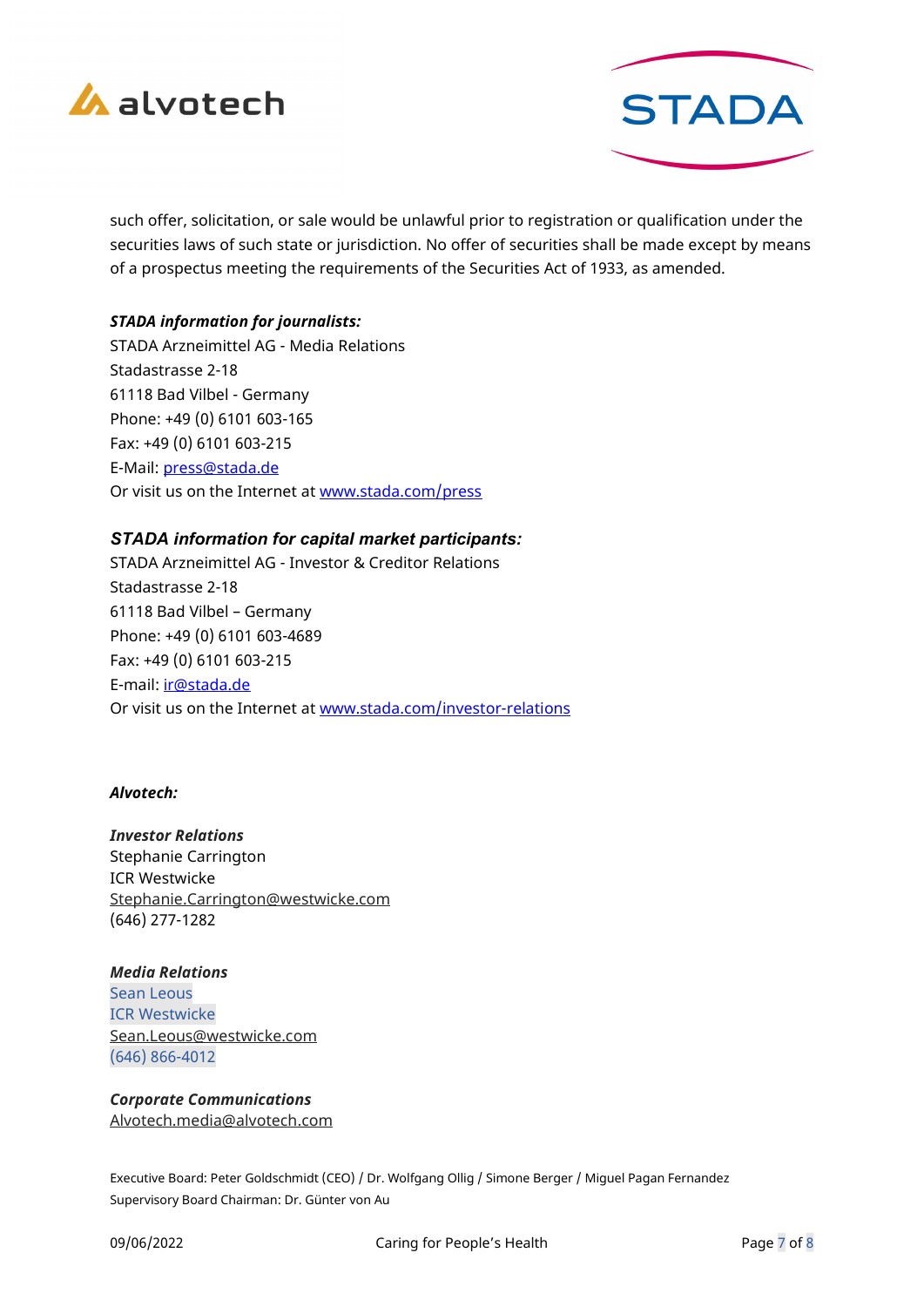such offer, solicitation, or sale would be unlawful prior to registration or qualification under the securities laws of such state or jurisdiction. No offer of securities shall be made except by means of a prospectus meeting the requirements of the Securities Act of 1933, as amended.

***STADA information for journalists:***
STADA Arzneimittel AG - Media Relations
Stadastrasse 2-18
61118 Bad Vilbel - Germany
Phone: +49 (0) 6101 603-165
Fax: +49 (0) 6101 603-215
E-Mail: press@stada.de
Or visit us on the Internet at www.stada.com/press

***STADA information for capital market participants:***
STADA Arzneimittel AG - Investor & Creditor Relations
Stadastrasse 2-18
61118 Bad Vilbel – Germany
Phone: +49 (0) 6101 603-4689
Fax: +49 (0) 6101 603-215
E-mail: ir@stada.de
Or visit us on the Internet at www.stada.com/investor-relations

***Alvotech:***

***Investor Relations***
Stephanie Carrington
ICR Westwicke
Stephanie.Carrington@westwicke.com
(646) 277-1282

***Media Relations***
Sean Leous
ICR Westwicke
Sean.Leous@westwicke.com
(646) 866-4012

***Corporate Communications***
Alvotech.media@alvotech.com

Executive Board: Peter Goldschmidt (CEO) / Dr. Wolfgang Ollig / Simone Berger / Miguel Pagan Fernandez
Supervisory Board Chairman: Dr. Günter von Au